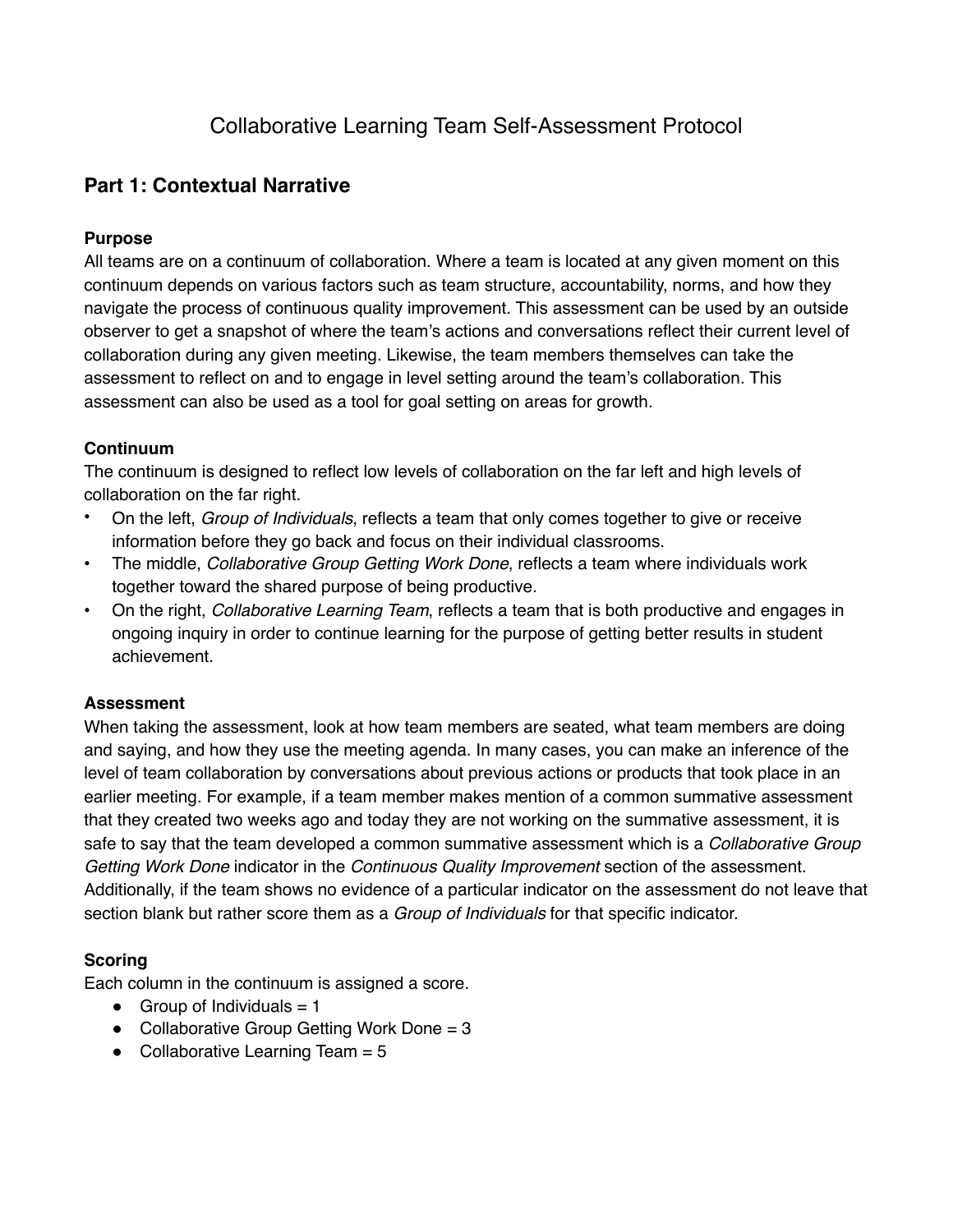# Collaborative Learning Team Self-Assessment Protocol

## Part 1: Contextual Narrative

### Purpose

All teams are on a continuum of collaboration. Where a team is located at any given moment on this continuum depends on various factors such as team structure, accountability, norms, and how they navigate the process of continuous quality improvement. This assessment can be used by an outside observer to get a snapshot of where the team's actions and conversations reflect their current level of collaboration during any given meeting. Likewise, the team members themselves can take the assessment to reflect on and to engage in level setting around the team's collaboration. This assessment can also be used as a tool for goal setting on areas for growth.

### Continuum

The continuum is designed to reflect low levels of collaboration on the far left and high levels of collaboration on the far right.

- On the left, *Group of Individuals*, reflects a team that only comes together to give or receive information before they go back and focus on their individual classrooms.
- The middle, *Collaborative Group Getting Work Done*, reflects a team where individuals work together toward the shared purpose of being productive.
- On the right, *Collaborative Learning Team*, reflects a team that is both productive and engages in ongoing inquiry in order to continue learning for the purpose of getting better results in student achievement.

### Assessment

When taking the assessment, look at how team members are seated, what team members are doing and saying, and how they use the meeting agenda. In many cases, you can make an inference of the level of team collaboration by conversations about previous actions or products that took place in an earlier meeting. For example, if a team member makes mention of a common summative assessment that they created two weeks ago and today they are not working on the summative assessment, it is safe to say that the team developed a common summative assessment which is a *Collaborative Group Getting Work Done* indicator in the *Continuous Quality Improvement* section of the assessment. Additionally, if the team shows no evidence of a particular indicator on the assessment do not leave that section blank but rather score them as a *Group of Individuals* for that specific indicator.

### Scoring

Each column in the continuum is assigned a score.

- Group of Individuals = 1
- Collaborative Group Getting Work Done = 3
- Collaborative Learning Team = 5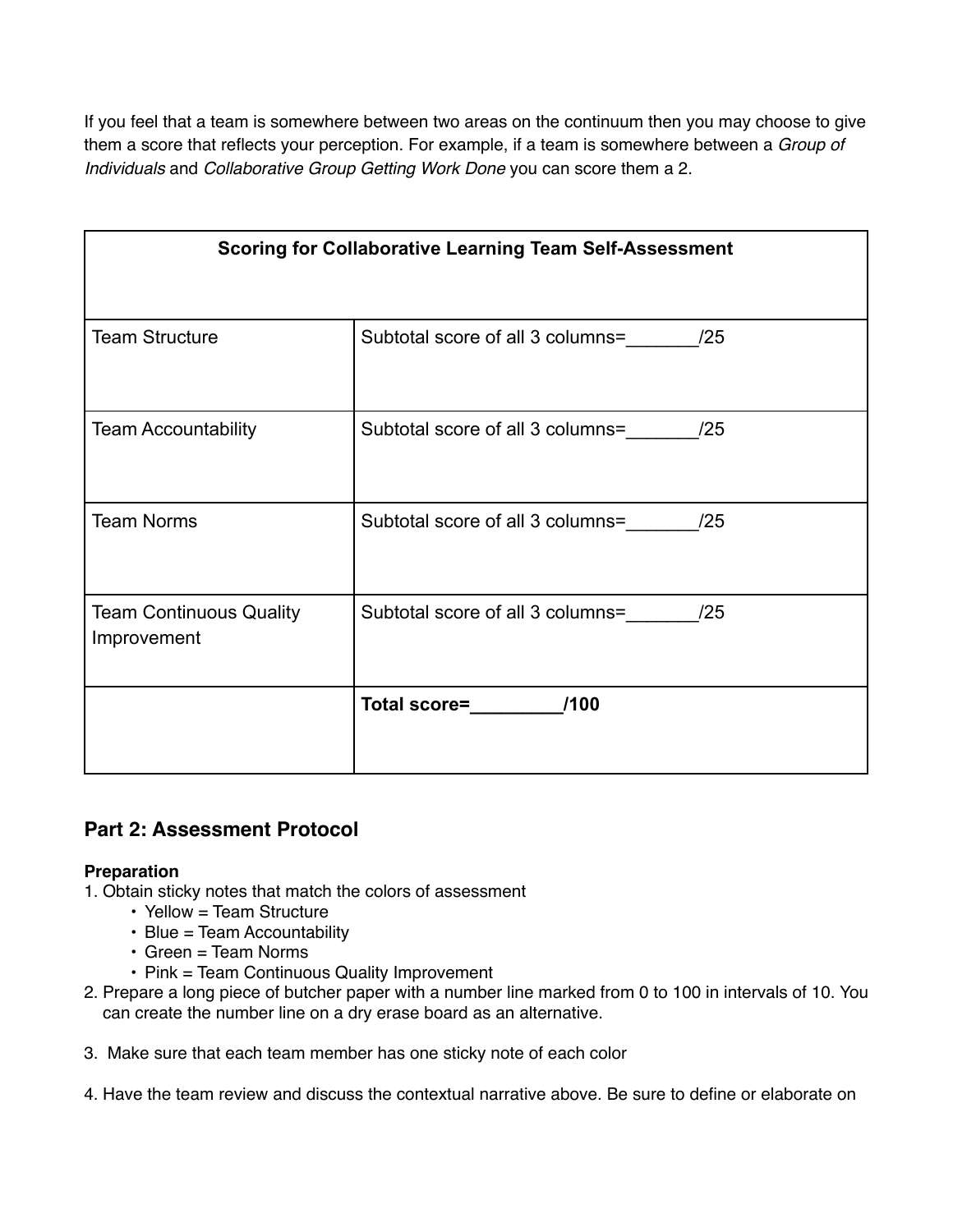If you feel that a team is somewhere between two areas on the continuum then you may choose to give them a score that reflects your perception. For example, if a team is somewhere between a *Group of Individuals* and *Collaborative Group Getting Work Done* you can score them a 2.

| **Scoring for Collaborative Learning Team Self-Assessment** | |
|---|---|
| Team Structure | Subtotal score of all 3 columns=_______/25 |
| Team Accountability | Subtotal score of all 3 columns=_______/25 |
| Team Norms | Subtotal score of all 3 columns=_______/25 |
| Team Continuous Quality Improvement | Subtotal score of all 3 columns=_______/25 |
| | **Total score=_________/100** |

## Part 2: Assessment Protocol

**Preparation**

1. Obtain sticky notes that match the colors of assessment
    - Yellow = Team Structure
    - Blue = Team Accountability
    - Green = Team Norms
    - Pink = Team Continuous Quality Improvement
2. Prepare a long piece of butcher paper with a number line marked from 0 to 100 in intervals of 10. You can create the number line on a dry erase board as an alternative.
3. Make sure that each team member has one sticky note of each color
4. Have the team review and discuss the contextual narrative above. Be sure to define or elaborate on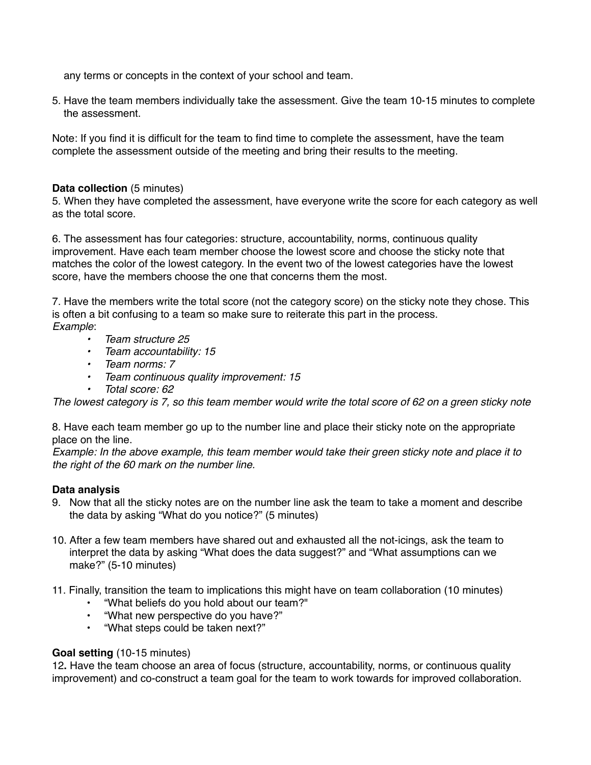any terms or concepts in the context of your school and team.

5. Have the team members individually take the assessment. Give the team 10-15 minutes to complete the assessment.

Note: If you find it is difficult for the team to find time to complete the assessment, have the team complete the assessment outside of the meeting and bring their results to the meeting.

**Data collection** (5 minutes)

5. When they have completed the assessment, have everyone write the score for each category as well as the total score.

6. The assessment has four categories: structure, accountability, norms, continuous quality improvement. Have each team member choose the lowest score and choose the sticky note that matches the color of the lowest category. In the event two of the lowest categories have the lowest score, have the members choose the one that concerns them the most.

7. Have the members write the total score (not the category score) on the sticky note they chose. This is often a bit confusing to a team so make sure to reiterate this part in the process.

*Example*:

- *Team structure 25*
- *Team accountability: 15*
- *Team norms: 7*
- *Team continuous quality improvement: 15*
- *Total score: 62*

*The lowest category is 7, so this team member would write the total score of 62 on a green sticky note*

8. Have each team member go up to the number line and place their sticky note on the appropriate place on the line.

*Example: In the above example, this team member would take their green sticky note and place it to the right of the 60 mark on the number line.*

**Data analysis**

9. Now that all the sticky notes are on the number line ask the team to take a moment and describe the data by asking "What do you notice?" (5 minutes)

10. After a few team members have shared out and exhausted all the not-icings, ask the team to interpret the data by asking "What does the data suggest?" and "What assumptions can we make?" (5-10 minutes)

11. Finally, transition the team to implications this might have on team collaboration (10 minutes)
    - "What beliefs do you hold about our team?"
    - "What new perspective do you have?"
    - "What steps could be taken next?"

**Goal setting** (10-15 minutes)

12**.** Have the team choose an area of focus (structure, accountability, norms, or continuous quality improvement) and co-construct a team goal for the team to work towards for improved collaboration.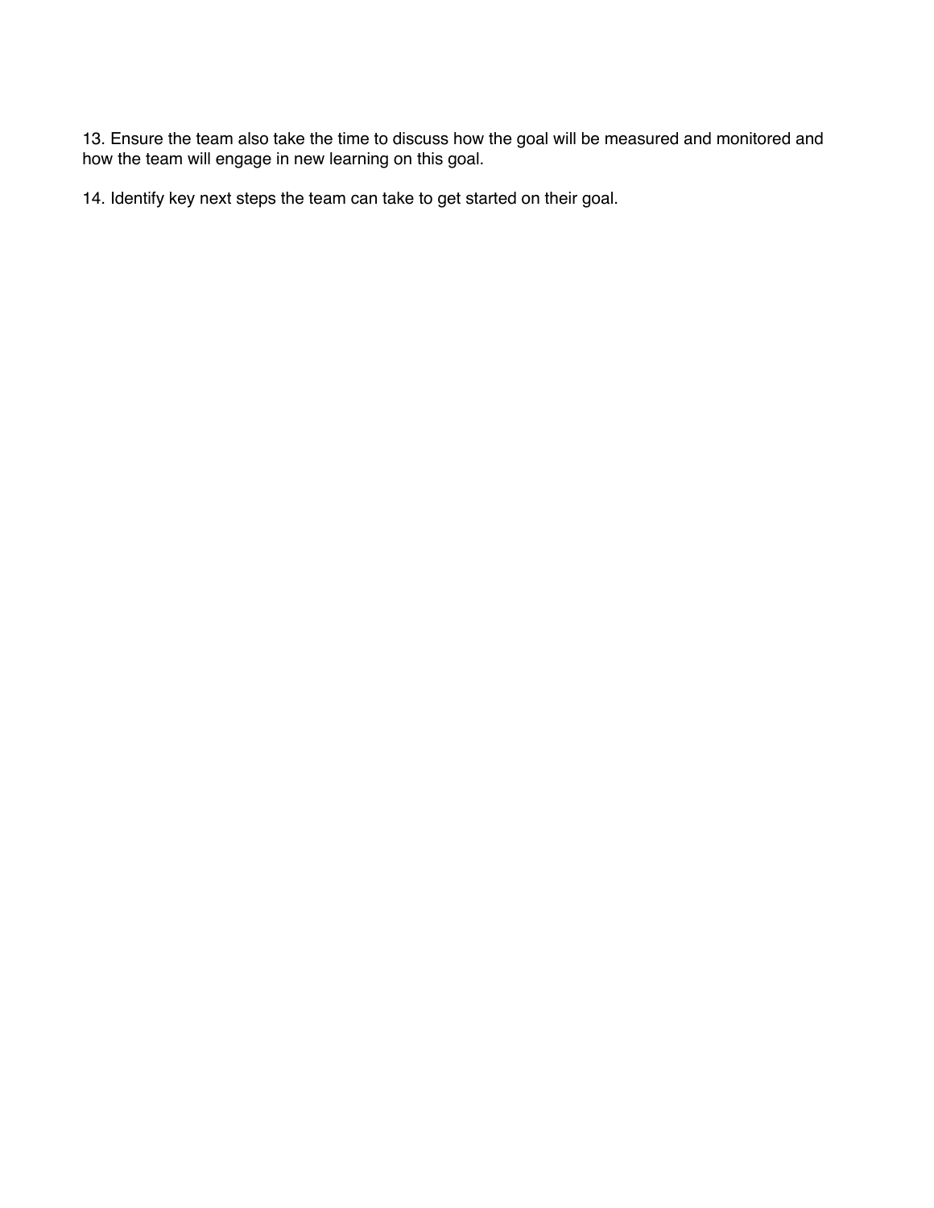13. Ensure the team also take the time to discuss how the goal will be measured and monitored and how the team will engage in new learning on this goal.

14. Identify key next steps the team can take to get started on their goal.